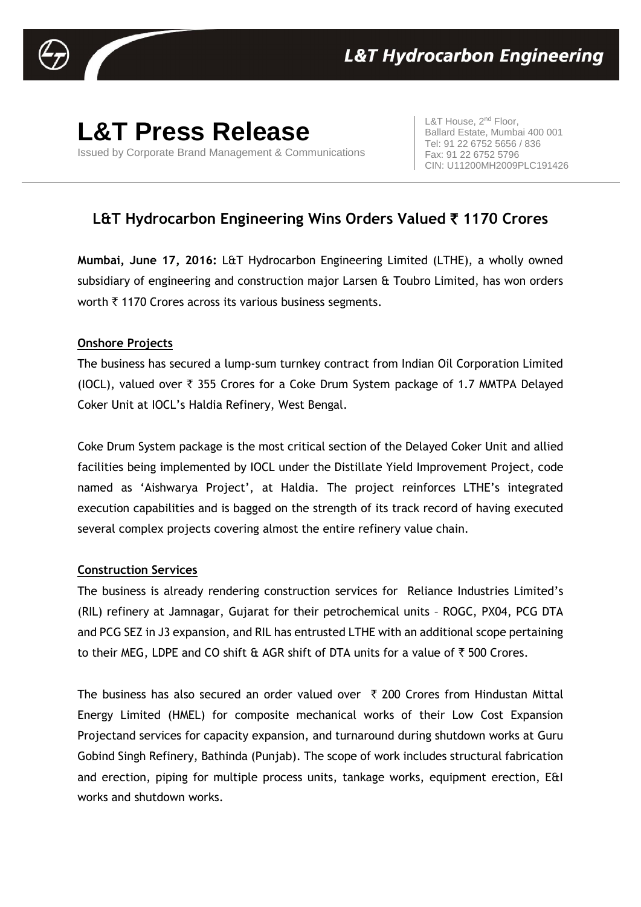# L&T Hydrocarbon Engineering

# L&T Press Release

Issued by Corporate Brand Management & Communications

L&T House, 2nd Floor,
Ballard Estate, Mumbai 400 001
Tel: 91 22 6752 5656 / 836
Fax: 91 22 6752 5796
CIN: U11200MH2009PLC191426

## L&T Hydrocarbon Engineering Wins Orders Valued ₹ 1170 Crores

**Mumbai, June 17, 2016:** L&T Hydrocarbon Engineering Limited (LTHE), a wholly owned subsidiary of engineering and construction major Larsen & Toubro Limited, has won orders worth ₹ 1170 Crores across its various business segments.

### Onshore Projects

The business has secured a lump-sum turnkey contract from Indian Oil Corporation Limited (IOCL), valued over ₹ 355 Crores for a Coke Drum System package of 1.7 MMTPA Delayed Coker Unit at IOCL's Haldia Refinery, West Bengal.

Coke Drum System package is the most critical section of the Delayed Coker Unit and allied facilities being implemented by IOCL under the Distillate Yield Improvement Project, code named as 'Aishwarya Project', at Haldia. The project reinforces LTHE's integrated execution capabilities and is bagged on the strength of its track record of having executed several complex projects covering almost the entire refinery value chain.

### Construction Services

The business is already rendering construction services for Reliance Industries Limited's (RIL) refinery at Jamnagar, Gujarat for their petrochemical units – ROGC, PX04, PCG DTA and PCG SEZ in J3 expansion, and RIL has entrusted LTHE with an additional scope pertaining to their MEG, LDPE and CO shift & AGR shift of DTA units for a value of ₹ 500 Crores.

The business has also secured an order valued over ₹ 200 Crores from Hindustan Mittal Energy Limited (HMEL) for composite mechanical works of their Low Cost Expansion Projectand services for capacity expansion, and turnaround during shutdown works at Guru Gobind Singh Refinery, Bathinda (Punjab). The scope of work includes structural fabrication and erection, piping for multiple process units, tankage works, equipment erection, E&I works and shutdown works.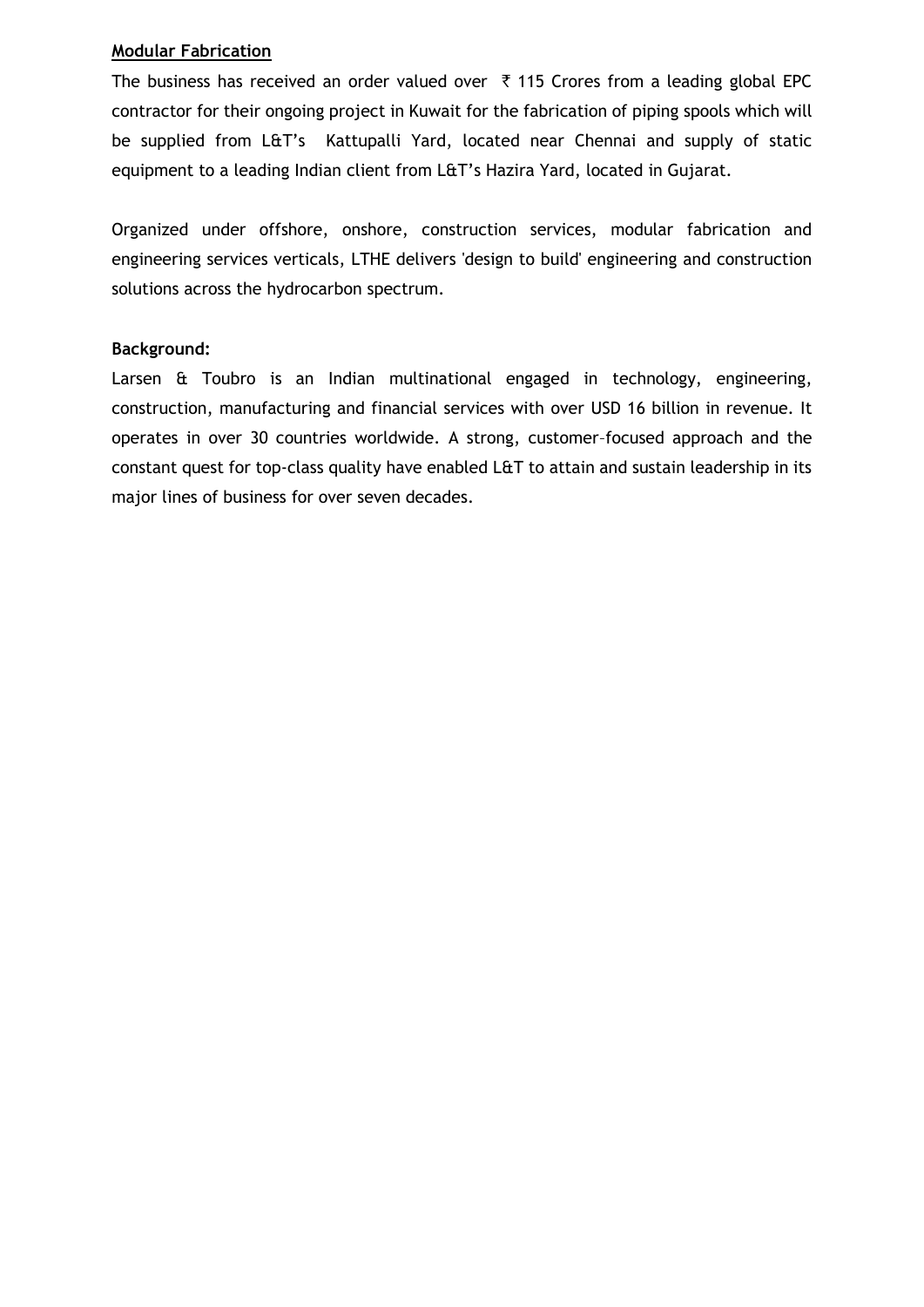**Modular Fabrication**

The business has received an order valued over ₹ 115 Crores from a leading global EPC contractor for their ongoing project in Kuwait for the fabrication of piping spools which will be supplied from L&T's Kattupalli Yard, located near Chennai and supply of static equipment to a leading Indian client from L&T's Hazira Yard, located in Gujarat.

Organized under offshore, onshore, construction services, modular fabrication and engineering services verticals, LTHE delivers 'design to build' engineering and construction solutions across the hydrocarbon spectrum.

**Background:**

Larsen & Toubro is an Indian multinational engaged in technology, engineering, construction, manufacturing and financial services with over USD 16 billion in revenue. It operates in over 30 countries worldwide. A strong, customer–focused approach and the constant quest for top-class quality have enabled L&T to attain and sustain leadership in its major lines of business for over seven decades.